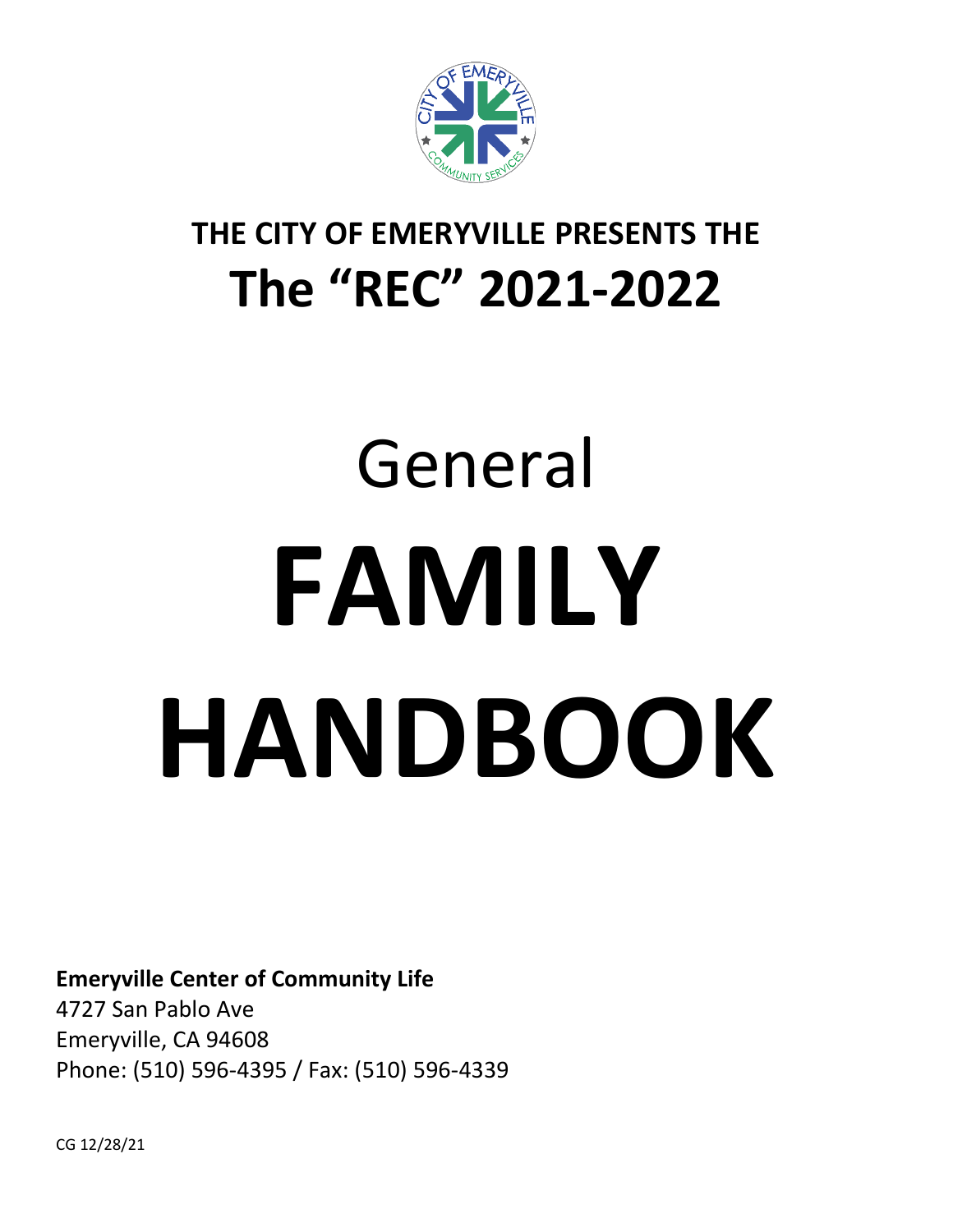THE CITY OF EMERYVILLE PRESENTS THE

# The "REC" 2021-2022

# General

# FAMILY HANDBOOK

**Emeryville Center of Community Life**
4727 San Pablo Ave
Emeryville, CA 94608
Phone: (510) 596-4395 / Fax: (510) 596-4339

CG 12/28/21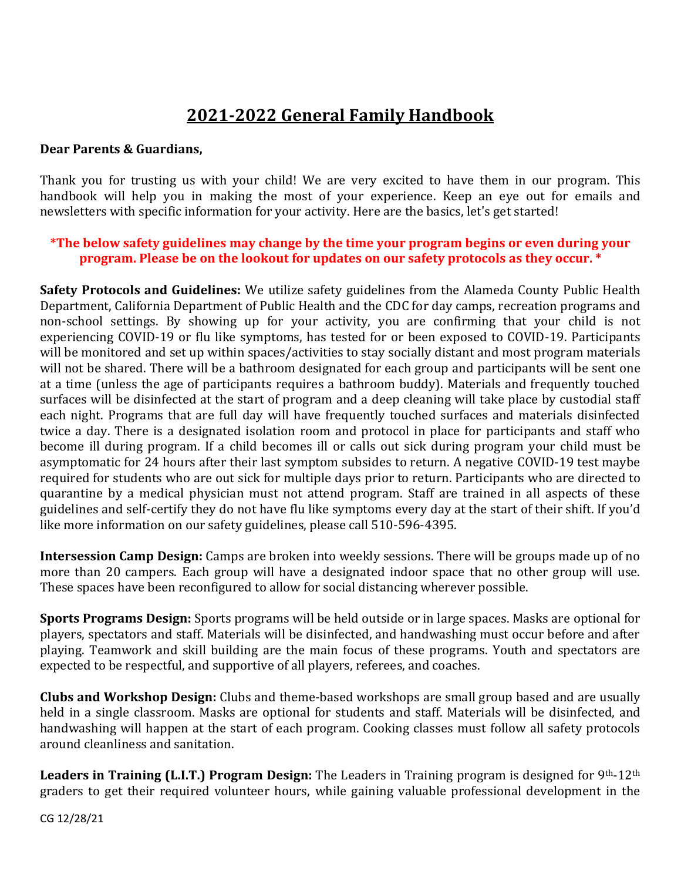# 2021-2022 General Family Handbook

**Dear Parents & Guardians,**

Thank you for trusting us with your child! We are very excited to have them in our program. This handbook will help you in making the most of your experience. Keep an eye out for emails and newsletters with specific information for your activity. Here are the basics, let's get started!

**\*The below safety guidelines may change by the time your program begins or even during your program. Please be on the lookout for updates on our safety protocols as they occur. \***

**Safety Protocols and Guidelines:** We utilize safety guidelines from the Alameda County Public Health Department, California Department of Public Health and the CDC for day camps, recreation programs and non-school settings. By showing up for your activity, you are confirming that your child is not experiencing COVID-19 or flu like symptoms, has tested for or been exposed to COVID-19. Participants will be monitored and set up within spaces/activities to stay socially distant and most program materials will not be shared. There will be a bathroom designated for each group and participants will be sent one at a time (unless the age of participants requires a bathroom buddy). Materials and frequently touched surfaces will be disinfected at the start of program and a deep cleaning will take place by custodial staff each night. Programs that are full day will have frequently touched surfaces and materials disinfected twice a day. There is a designated isolation room and protocol in place for participants and staff who become ill during program. If a child becomes ill or calls out sick during program your child must be asymptomatic for 24 hours after their last symptom subsides to return. A negative COVID-19 test maybe required for students who are out sick for multiple days prior to return. Participants who are directed to quarantine by a medical physician must not attend program. Staff are trained in all aspects of these guidelines and self-certify they do not have flu like symptoms every day at the start of their shift. If you'd like more information on our safety guidelines, please call 510-596-4395.

**Intersession Camp Design:** Camps are broken into weekly sessions. There will be groups made up of no more than 20 campers. Each group will have a designated indoor space that no other group will use. These spaces have been reconfigured to allow for social distancing wherever possible.

**Sports Programs Design:** Sports programs will be held outside or in large spaces. Masks are optional for players, spectators and staff. Materials will be disinfected, and handwashing must occur before and after playing. Teamwork and skill building are the main focus of these programs. Youth and spectators are expected to be respectful, and supportive of all players, referees, and coaches.

**Clubs and Workshop Design:** Clubs and theme-based workshops are small group based and are usually held in a single classroom. Masks are optional for students and staff. Materials will be disinfected, and handwashing will happen at the start of each program. Cooking classes must follow all safety protocols around cleanliness and sanitation.

**Leaders in Training (L.I.T.) Program Design:** The Leaders in Training program is designed for 9th-12th graders to get their required volunteer hours, while gaining valuable professional development in the

CG 12/28/21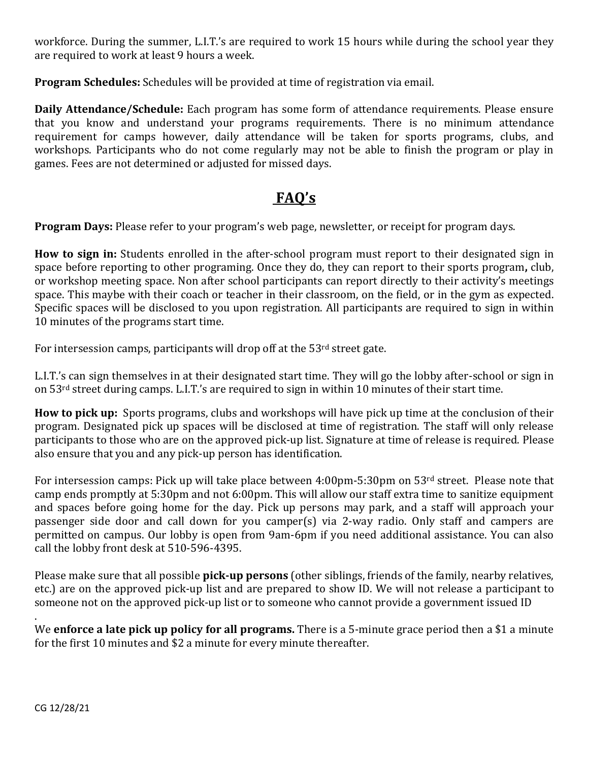workforce. During the summer, L.I.T.'s are required to work 15 hours while during the school year they are required to work at least 9 hours a week.

**Program Schedules:** Schedules will be provided at time of registration via email.

**Daily Attendance/Schedule:** Each program has some form of attendance requirements. Please ensure that you know and understand your programs requirements. There is no minimum attendance requirement for camps however, daily attendance will be taken for sports programs, clubs, and workshops. Participants who do not come regularly may not be able to finish the program or play in games. Fees are not determined or adjusted for missed days.

## FAQ's

**Program Days:** Please refer to your program's web page, newsletter, or receipt for program days.

**How to sign in:** Students enrolled in the after-school program must report to their designated sign in space before reporting to other programing. Once they do, they can report to their sports program**,** club, or workshop meeting space. Non after school participants can report directly to their activity's meetings space. This maybe with their coach or teacher in their classroom, on the field, or in the gym as expected. Specific spaces will be disclosed to you upon registration. All participants are required to sign in within 10 minutes of the programs start time.

For intersession camps, participants will drop off at the 53rd street gate.

L.I.T.'s can sign themselves in at their designated start time. They will go the lobby after-school or sign in on 53rd street during camps. L.I.T.'s are required to sign in within 10 minutes of their start time.

**How to pick up:** Sports programs, clubs and workshops will have pick up time at the conclusion of their program. Designated pick up spaces will be disclosed at time of registration. The staff will only release participants to those who are on the approved pick-up list. Signature at time of release is required. Please also ensure that you and any pick-up person has identification.

For intersession camps: Pick up will take place between 4:00pm-5:30pm on 53rd street. Please note that camp ends promptly at 5:30pm and not 6:00pm. This will allow our staff extra time to sanitize equipment and spaces before going home for the day. Pick up persons may park, and a staff will approach your passenger side door and call down for you camper(s) via 2-way radio. Only staff and campers are permitted on campus. Our lobby is open from 9am-6pm if you need additional assistance. You can also call the lobby front desk at 510-596-4395.

Please make sure that all possible **pick-up persons** (other siblings, friends of the family, nearby relatives, etc.) are on the approved pick-up list and are prepared to show ID. We will not release a participant to someone not on the approved pick-up list or to someone who cannot provide a government issued ID

.

We **enforce a late pick up policy for all programs.** There is a 5-minute grace period then a $1 a minute for the first 10 minutes and $2 a minute for every minute thereafter.

CG 12/28/21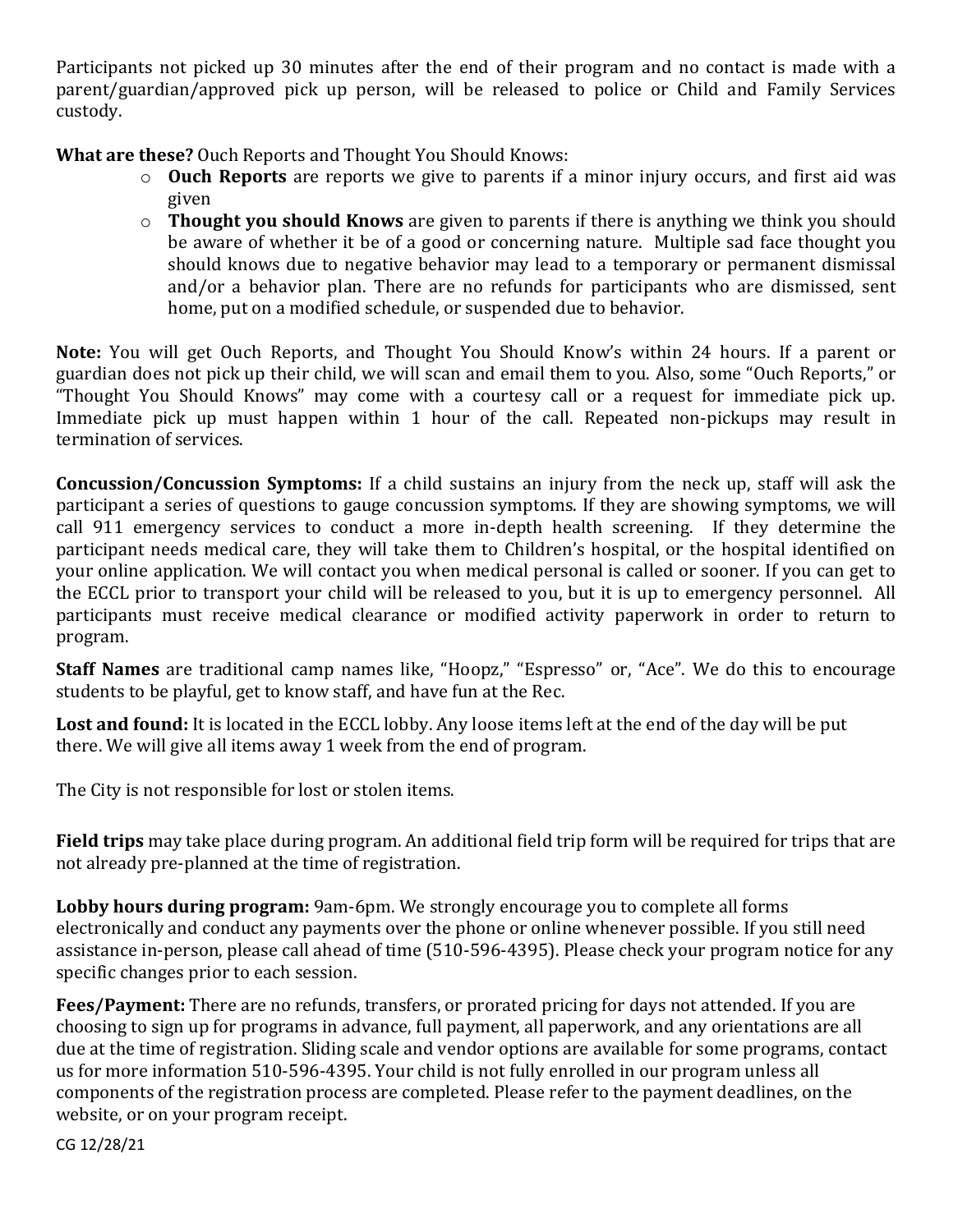Participants not picked up 30 minutes after the end of their program and no contact is made with a parent/guardian/approved pick up person, will be released to police or Child and Family Services custody.

**What are these?** Ouch Reports and Thought You Should Knows:

- **Ouch Reports** are reports we give to parents if a minor injury occurs, and first aid was given
- **Thought you should Knows** are given to parents if there is anything we think you should be aware of whether it be of a good or concerning nature. Multiple sad face thought you should knows due to negative behavior may lead to a temporary or permanent dismissal and/or a behavior plan. There are no refunds for participants who are dismissed, sent home, put on a modified schedule, or suspended due to behavior.

**Note:** You will get Ouch Reports, and Thought You Should Know's within 24 hours. If a parent or guardian does not pick up their child, we will scan and email them to you. Also, some "Ouch Reports," or "Thought You Should Knows" may come with a courtesy call or a request for immediate pick up. Immediate pick up must happen within 1 hour of the call. Repeated non-pickups may result in termination of services.

**Concussion/Concussion Symptoms:** If a child sustains an injury from the neck up, staff will ask the participant a series of questions to gauge concussion symptoms. If they are showing symptoms, we will call 911 emergency services to conduct a more in-depth health screening. If they determine the participant needs medical care, they will take them to Children's hospital, or the hospital identified on your online application. We will contact you when medical personal is called or sooner. If you can get to the ECCL prior to transport your child will be released to you, but it is up to emergency personnel. All participants must receive medical clearance or modified activity paperwork in order to return to program.

**Staff Names** are traditional camp names like, "Hoopz," "Espresso" or, "Ace". We do this to encourage students to be playful, get to know staff, and have fun at the Rec.

**Lost and found:** It is located in the ECCL lobby. Any loose items left at the end of the day will be put there. We will give all items away 1 week from the end of program.

The City is not responsible for lost or stolen items.

**Field trips** may take place during program. An additional field trip form will be required for trips that are not already pre-planned at the time of registration.

**Lobby hours during program:** 9am-6pm. We strongly encourage you to complete all forms electronically and conduct any payments over the phone or online whenever possible. If you still need assistance in-person, please call ahead of time (510-596-4395). Please check your program notice for any specific changes prior to each session.

**Fees/Payment:** There are no refunds, transfers, or prorated pricing for days not attended. If you are choosing to sign up for programs in advance, full payment, all paperwork, and any orientations are all due at the time of registration. Sliding scale and vendor options are available for some programs, contact us for more information 510-596-4395. Your child is not fully enrolled in our program unless all components of the registration process are completed. Please refer to the payment deadlines, on the website, or on your program receipt.

CG 12/28/21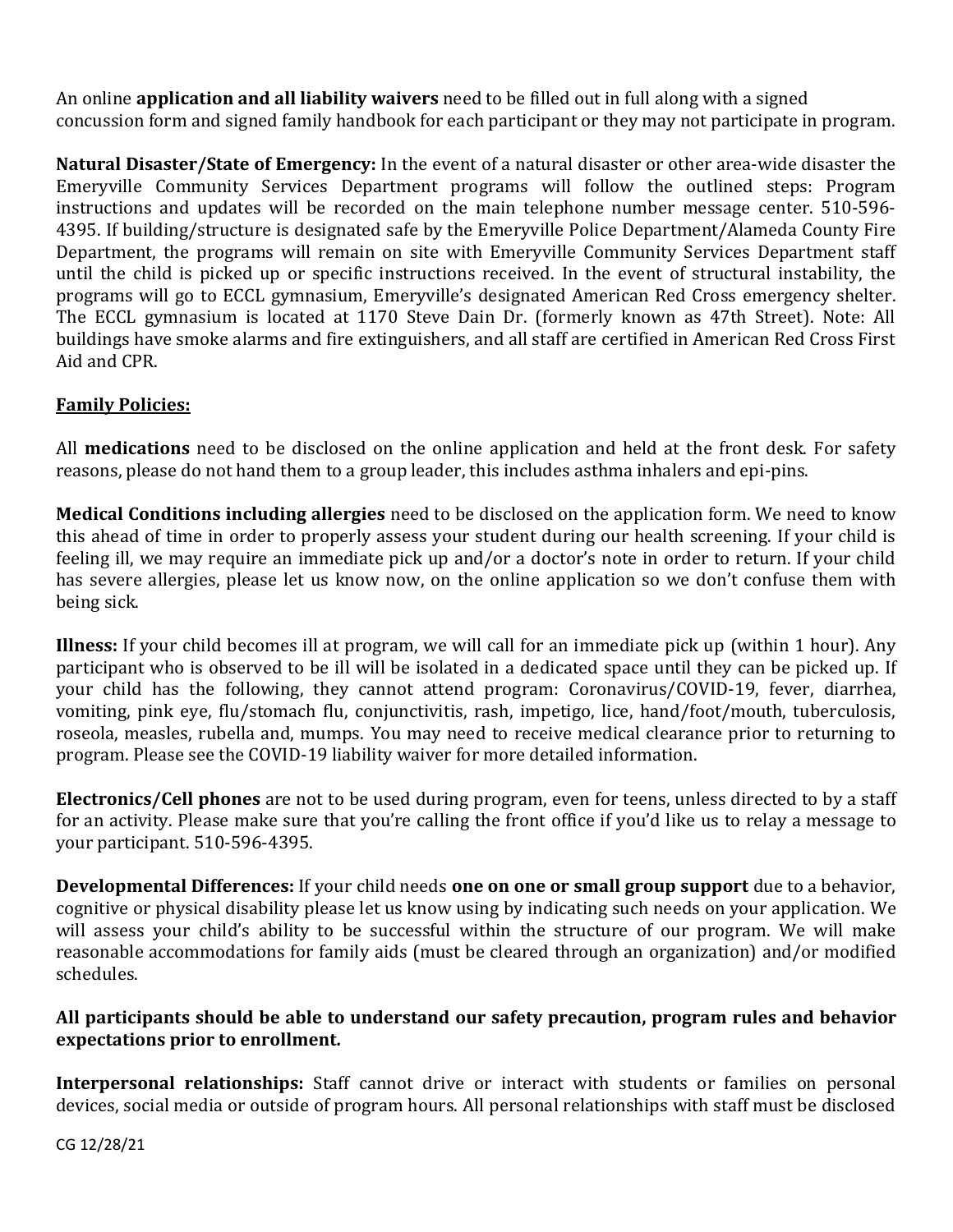An online **application and all liability waivers** need to be filled out in full along with a signed concussion form and signed family handbook for each participant or they may not participate in program.

**Natural Disaster/State of Emergency:** In the event of a natural disaster or other area-wide disaster the Emeryville Community Services Department programs will follow the outlined steps: Program instructions and updates will be recorded on the main telephone number message center. 510-596-4395. If building/structure is designated safe by the Emeryville Police Department/Alameda County Fire Department, the programs will remain on site with Emeryville Community Services Department staff until the child is picked up or specific instructions received. In the event of structural instability, the programs will go to ECCL gymnasium, Emeryville's designated American Red Cross emergency shelter. The ECCL gymnasium is located at 1170 Steve Dain Dr. (formerly known as 47th Street). Note: All buildings have smoke alarms and fire extinguishers, and all staff are certified in American Red Cross First Aid and CPR.

**<u>Family Policies:</u>**

All **medications** need to be disclosed on the online application and held at the front desk. For safety reasons, please do not hand them to a group leader, this includes asthma inhalers and epi-pins.

**Medical Conditions including allergies** need to be disclosed on the application form. We need to know this ahead of time in order to properly assess your student during our health screening. If your child is feeling ill, we may require an immediate pick up and/or a doctor's note in order to return. If your child has severe allergies, please let us know now, on the online application so we don't confuse them with being sick.

**Illness:** If your child becomes ill at program, we will call for an immediate pick up (within 1 hour). Any participant who is observed to be ill will be isolated in a dedicated space until they can be picked up. If your child has the following, they cannot attend program: Coronavirus/COVID-19, fever, diarrhea, vomiting, pink eye, flu/stomach flu, conjunctivitis, rash, impetigo, lice, hand/foot/mouth, tuberculosis, roseola, measles, rubella and, mumps. You may need to receive medical clearance prior to returning to program. Please see the COVID-19 liability waiver for more detailed information.

**Electronics/Cell phones** are not to be used during program, even for teens, unless directed to by a staff for an activity. Please make sure that you're calling the front office if you'd like us to relay a message to your participant. 510-596-4395.

**Developmental Differences:** If your child needs **one on one or small group support** due to a behavior, cognitive or physical disability please let us know using by indicating such needs on your application. We will assess your child's ability to be successful within the structure of our program. We will make reasonable accommodations for family aids (must be cleared through an organization) and/or modified schedules.

**All participants should be able to understand our safety precaution, program rules and behavior expectations prior to enrollment.**

**Interpersonal relationships:** Staff cannot drive or interact with students or families on personal devices, social media or outside of program hours. All personal relationships with staff must be disclosed

CG 12/28/21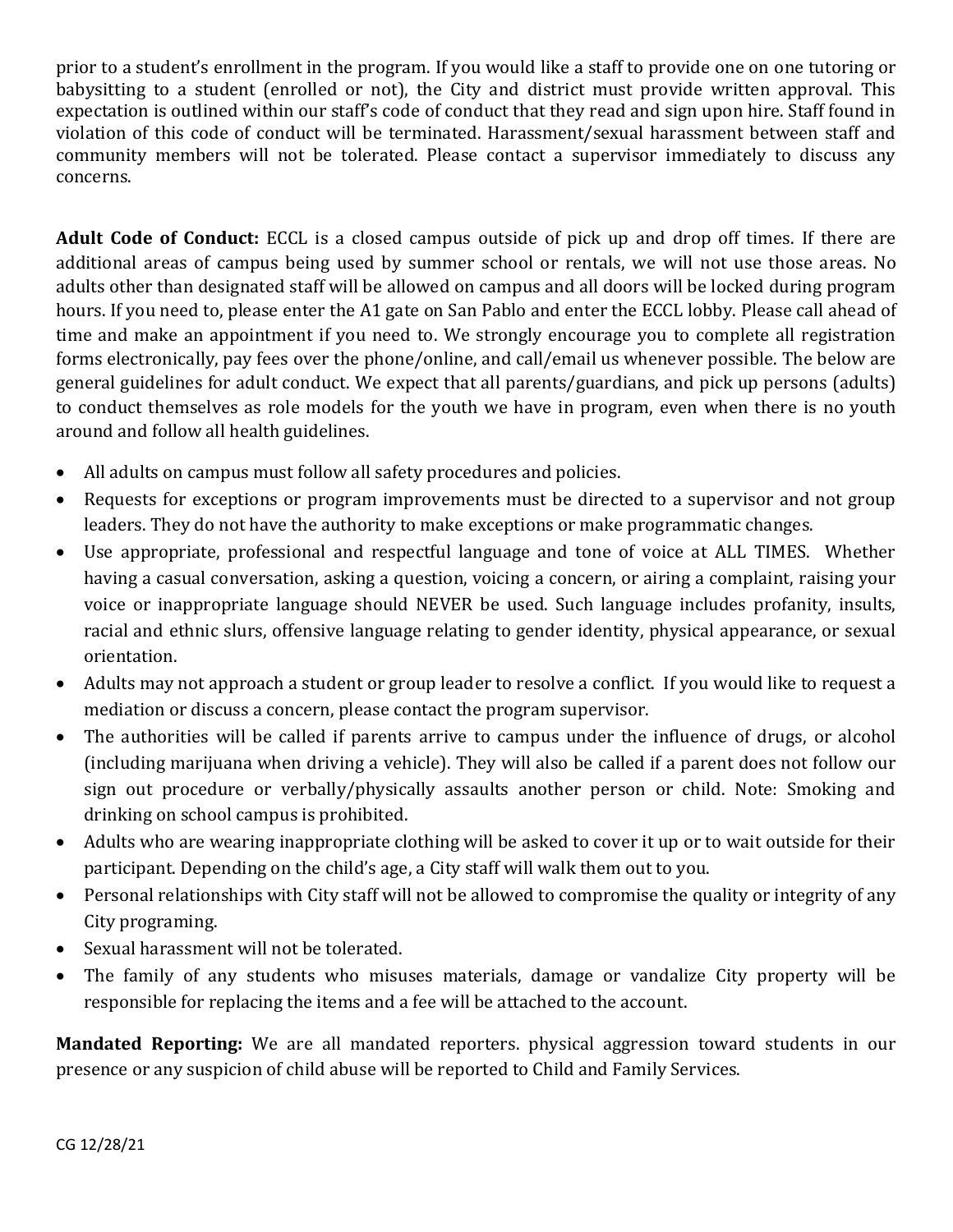prior to a student's enrollment in the program. If you would like a staff to provide one on one tutoring or babysitting to a student (enrolled or not), the City and district must provide written approval. This expectation is outlined within our staff's code of conduct that they read and sign upon hire. Staff found in violation of this code of conduct will be terminated. Harassment/sexual harassment between staff and community members will not be tolerated. Please contact a supervisor immediately to discuss any concerns.

**Adult Code of Conduct:** ECCL is a closed campus outside of pick up and drop off times. If there are additional areas of campus being used by summer school or rentals, we will not use those areas. No adults other than designated staff will be allowed on campus and all doors will be locked during program hours. If you need to, please enter the A1 gate on San Pablo and enter the ECCL lobby. Please call ahead of time and make an appointment if you need to. We strongly encourage you to complete all registration forms electronically, pay fees over the phone/online, and call/email us whenever possible. The below are general guidelines for adult conduct. We expect that all parents/guardians, and pick up persons (adults) to conduct themselves as role models for the youth we have in program, even when there is no youth around and follow all health guidelines.

- All adults on campus must follow all safety procedures and policies.
- Requests for exceptions or program improvements must be directed to a supervisor and not group leaders. They do not have the authority to make exceptions or make programmatic changes.
- Use appropriate, professional and respectful language and tone of voice at ALL TIMES. Whether having a casual conversation, asking a question, voicing a concern, or airing a complaint, raising your voice or inappropriate language should NEVER be used. Such language includes profanity, insults, racial and ethnic slurs, offensive language relating to gender identity, physical appearance, or sexual orientation.
- Adults may not approach a student or group leader to resolve a conflict. If you would like to request a mediation or discuss a concern, please contact the program supervisor.
- The authorities will be called if parents arrive to campus under the influence of drugs, or alcohol (including marijuana when driving a vehicle). They will also be called if a parent does not follow our sign out procedure or verbally/physically assaults another person or child. Note: Smoking and drinking on school campus is prohibited.
- Adults who are wearing inappropriate clothing will be asked to cover it up or to wait outside for their participant. Depending on the child's age, a City staff will walk them out to you.
- Personal relationships with City staff will not be allowed to compromise the quality or integrity of any City programing.
- Sexual harassment will not be tolerated.
- The family of any students who misuses materials, damage or vandalize City property will be responsible for replacing the items and a fee will be attached to the account.

**Mandated Reporting:** We are all mandated reporters. physical aggression toward students in our presence or any suspicion of child abuse will be reported to Child and Family Services.

CG 12/28/21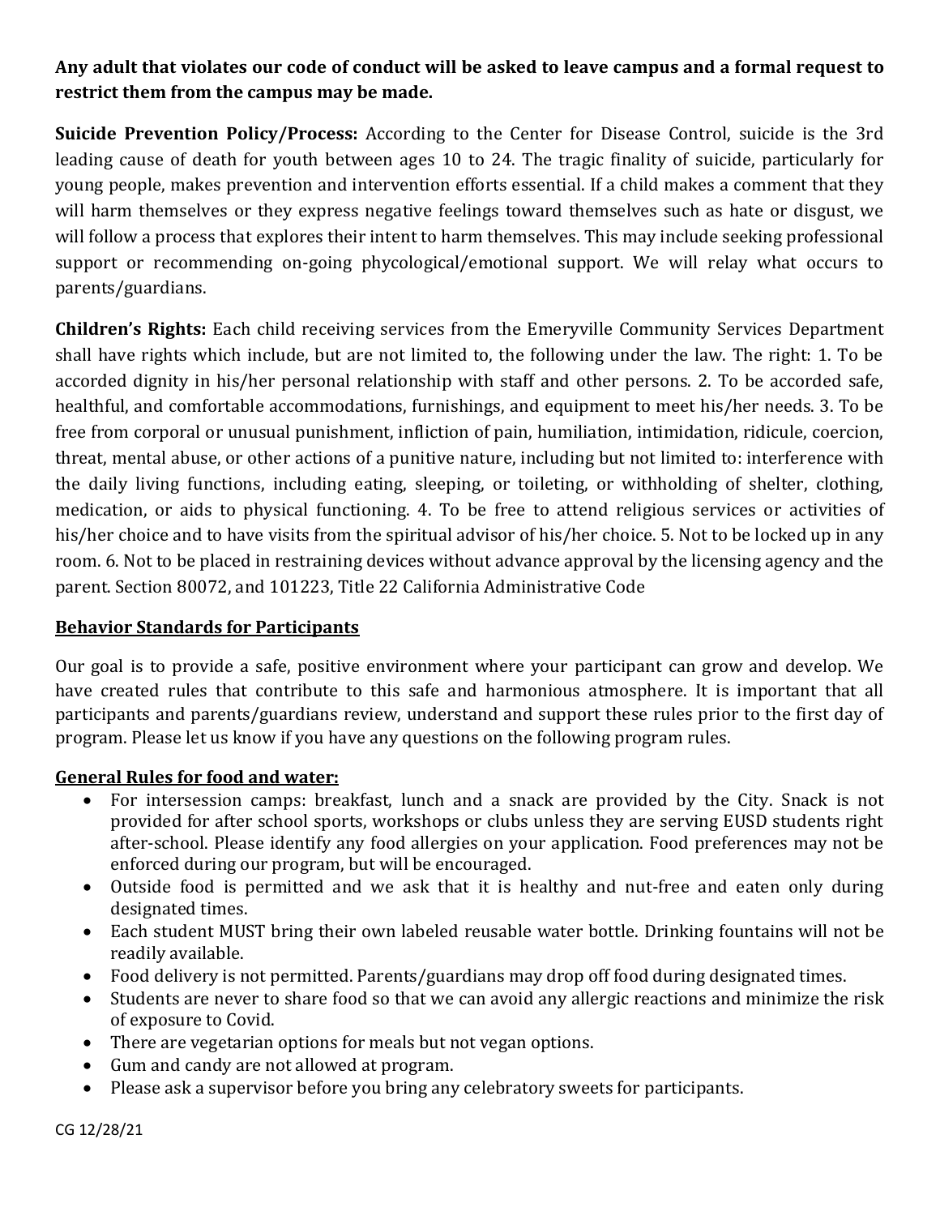**Any adult that violates our code of conduct will be asked to leave campus and a formal request to restrict them from the campus may be made.**

**Suicide Prevention Policy/Process:** According to the Center for Disease Control, suicide is the 3rd leading cause of death for youth between ages 10 to 24. The tragic finality of suicide, particularly for young people, makes prevention and intervention efforts essential. If a child makes a comment that they will harm themselves or they express negative feelings toward themselves such as hate or disgust, we will follow a process that explores their intent to harm themselves. This may include seeking professional support or recommending on-going phycological/emotional support. We will relay what occurs to parents/guardians.

**Children's Rights:** Each child receiving services from the Emeryville Community Services Department shall have rights which include, but are not limited to, the following under the law. The right: 1. To be accorded dignity in his/her personal relationship with staff and other persons. 2. To be accorded safe, healthful, and comfortable accommodations, furnishings, and equipment to meet his/her needs. 3. To be free from corporal or unusual punishment, infliction of pain, humiliation, intimidation, ridicule, coercion, threat, mental abuse, or other actions of a punitive nature, including but not limited to: interference with the daily living functions, including eating, sleeping, or toileting, or withholding of shelter, clothing, medication, or aids to physical functioning. 4. To be free to attend religious services or activities of his/her choice and to have visits from the spiritual advisor of his/her choice. 5. Not to be locked up in any room. 6. Not to be placed in restraining devices without advance approval by the licensing agency and the parent. Section 80072, and 101223, Title 22 California Administrative Code

## Behavior Standards for Participants

Our goal is to provide a safe, positive environment where your participant can grow and develop. We have created rules that contribute to this safe and harmonious atmosphere. It is important that all participants and parents/guardians review, understand and support these rules prior to the first day of program. Please let us know if you have any questions on the following program rules.

### General Rules for food and water:

- For intersession camps: breakfast, lunch and a snack are provided by the City. Snack is not provided for after school sports, workshops or clubs unless they are serving EUSD students right after-school. Please identify any food allergies on your application. Food preferences may not be enforced during our program, but will be encouraged.
- Outside food is permitted and we ask that it is healthy and nut-free and eaten only during designated times.
- Each student MUST bring their own labeled reusable water bottle. Drinking fountains will not be readily available.
- Food delivery is not permitted. Parents/guardians may drop off food during designated times.
- Students are never to share food so that we can avoid any allergic reactions and minimize the risk of exposure to Covid.
- There are vegetarian options for meals but not vegan options.
- Gum and candy are not allowed at program.
- Please ask a supervisor before you bring any celebratory sweets for participants.

CG 12/28/21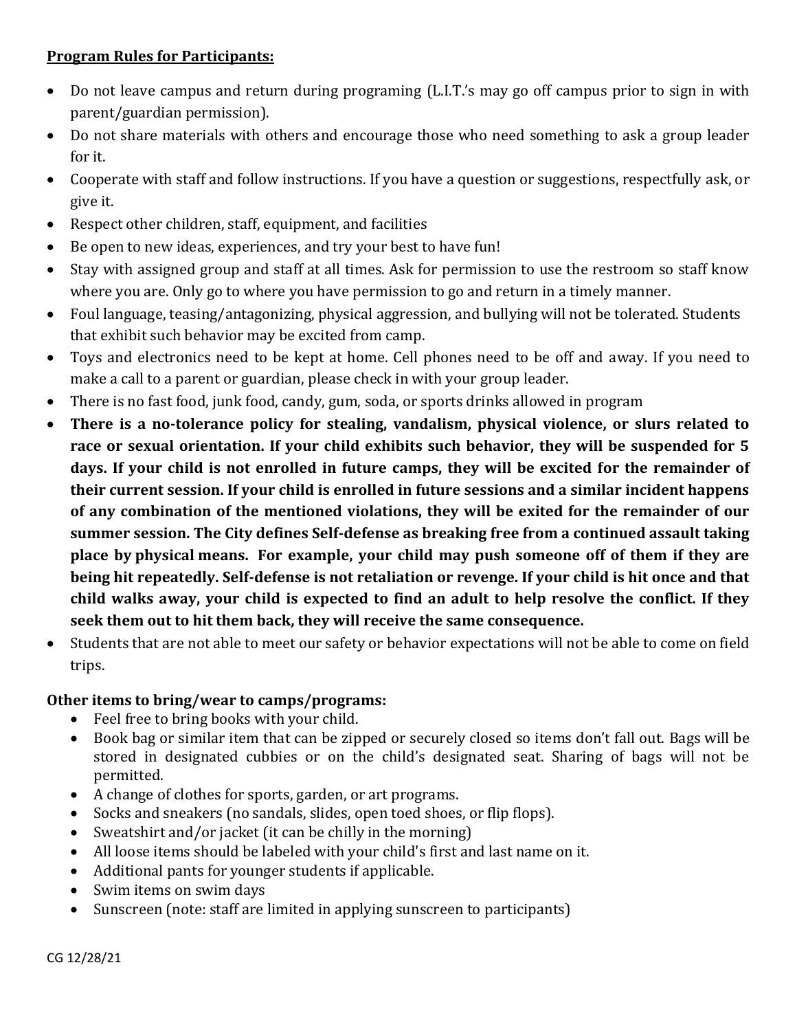**Program Rules for Participants:**

- Do not leave campus and return during programing (L.I.T.'s may go off campus prior to sign in with parent/guardian permission).
- Do not share materials with others and encourage those who need something to ask a group leader for it.
- Cooperate with staff and follow instructions. If you have a question or suggestions, respectfully ask, or give it.
- Respect other children, staff, equipment, and facilities
- Be open to new ideas, experiences, and try your best to have fun!
- Stay with assigned group and staff at all times. Ask for permission to use the restroom so staff know where you are. Only go to where you have permission to go and return in a timely manner.
- Foul language, teasing/antagonizing, physical aggression, and bullying will not be tolerated. Students that exhibit such behavior may be excited from camp.
- Toys and electronics need to be kept at home. Cell phones need to be off and away. If you need to make a call to a parent or guardian, please check in with your group leader.
- There is no fast food, junk food, candy, gum, soda, or sports drinks allowed in program
- **There is a no-tolerance policy for stealing, vandalism, physical violence, or slurs related to race or sexual orientation. If your child exhibits such behavior, they will be suspended for 5 days. If your child is not enrolled in future camps, they will be excited for the remainder of their current session. If your child is enrolled in future sessions and a similar incident happens of any combination of the mentioned violations, they will be exited for the remainder of our summer session. The City defines Self-defense as breaking free from a continued assault taking place by physical means. For example, your child may push someone off of them if they are being hit repeatedly. Self-defense is not retaliation or revenge. If your child is hit once and that child walks away, your child is expected to find an adult to help resolve the conflict. If they seek them out to hit them back, they will receive the same consequence.**
- Students that are not able to meet our safety or behavior expectations will not be able to come on field trips.

**Other items to bring/wear to camps/programs:**

- Feel free to bring books with your child.
- Book bag or similar item that can be zipped or securely closed so items don't fall out. Bags will be stored in designated cubbies or on the child's designated seat. Sharing of bags will not be permitted.
- A change of clothes for sports, garden, or art programs.
- Socks and sneakers (no sandals, slides, open toed shoes, or flip flops).
- Sweatshirt and/or jacket (it can be chilly in the morning)
- All loose items should be labeled with your child's first and last name on it.
- Additional pants for younger students if applicable.
- Swim items on swim days
- Sunscreen (note: staff are limited in applying sunscreen to participants)

CG 12/28/21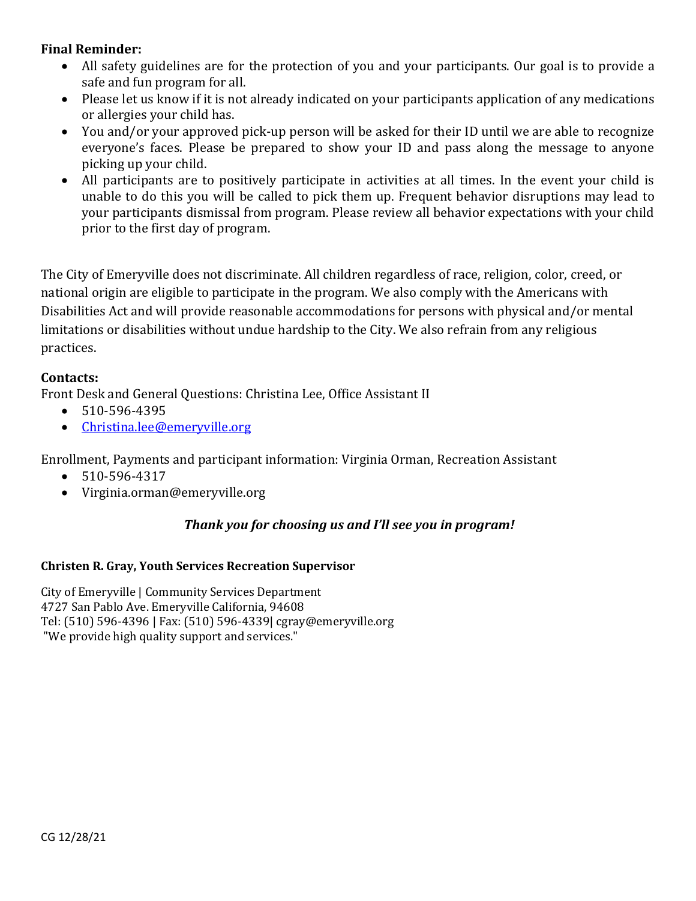**Final Reminder:**

- All safety guidelines are for the protection of you and your participants. Our goal is to provide a safe and fun program for all.
- Please let us know if it is not already indicated on your participants application of any medications or allergies your child has.
- You and/or your approved pick-up person will be asked for their ID until we are able to recognize everyone's faces. Please be prepared to show your ID and pass along the message to anyone picking up your child.
- All participants are to positively participate in activities at all times. In the event your child is unable to do this you will be called to pick them up. Frequent behavior disruptions may lead to your participants dismissal from program. Please review all behavior expectations with your child prior to the first day of program.

The City of Emeryville does not discriminate. All children regardless of race, religion, color, creed, or national origin are eligible to participate in the program. We also comply with the Americans with Disabilities Act and will provide reasonable accommodations for persons with physical and/or mental limitations or disabilities without undue hardship to the City. We also refrain from any religious practices.

**Contacts:**

Front Desk and General Questions: Christina Lee, Office Assistant II

- 510-596-4395
- [Christina.lee@emeryville.org](mailto:Christina.lee@emeryville.org)

Enrollment, Payments and participant information: Virginia Orman, Recreation Assistant

- 510-596-4317
- Virginia.orman@emeryville.org

***Thank you for choosing us and I'll see you in program!***

**Christen R. Gray, Youth Services Recreation Supervisor**

City of Emeryville | Community Services Department
4727 San Pablo Ave. Emeryville California, 94608
Tel: (510) 596-4396 | Fax: (510) 596-4339| cgray@emeryville.org
"We provide high quality support and services."

CG 12/28/21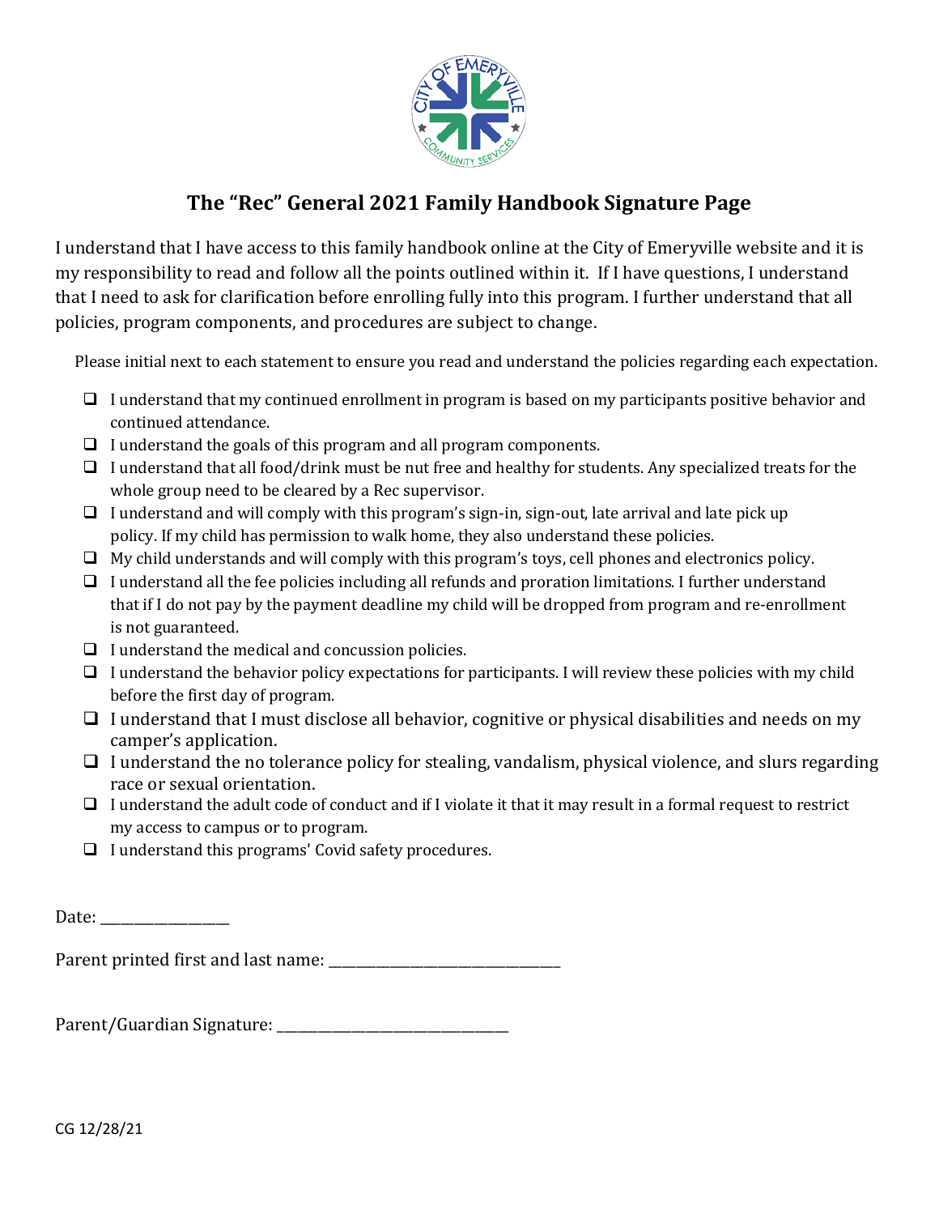## The "Rec" General 2021 Family Handbook Signature Page

I understand that I have access to this family handbook online at the City of Emeryville website and it is my responsibility to read and follow all the points outlined within it. If I have questions, I understand that I need to ask for clarification before enrolling fully into this program. I further understand that all policies, program components, and procedures are subject to change.

Please initial next to each statement to ensure you read and understand the policies regarding each expectation.

- ❑ I understand that my continued enrollment in program is based on my participants positive behavior and continued attendance.
- ❑ I understand the goals of this program and all program components.
- ❑ I understand that all food/drink must be nut free and healthy for students. Any specialized treats for the whole group need to be cleared by a Rec supervisor.
- ❑ I understand and will comply with this program's sign-in, sign-out, late arrival and late pick up policy. If my child has permission to walk home, they also understand these policies.
- ❑ My child understands and will comply with this program's toys, cell phones and electronics policy.
- ❑ I understand all the fee policies including all refunds and proration limitations. I further understand that if I do not pay by the payment deadline my child will be dropped from program and re-enrollment is not guaranteed.
- ❑ I understand the medical and concussion policies.
- ❑ I understand the behavior policy expectations for participants. I will review these policies with my child before the first day of program.
- ❑ I understand that I must disclose all behavior, cognitive or physical disabilities and needs on my camper's application.
- ❑ I understand the no tolerance policy for stealing, vandalism, physical violence, and slurs regarding race or sexual orientation.
- ❑ I understand the adult code of conduct and if I violate it that it may result in a formal request to restrict my access to campus or to program.
- ❑ I understand this programs' Covid safety procedures.

Date: ________________

Parent printed first and last name: ______________________________

Parent/Guardian Signature: ______________________________

CG 12/28/21